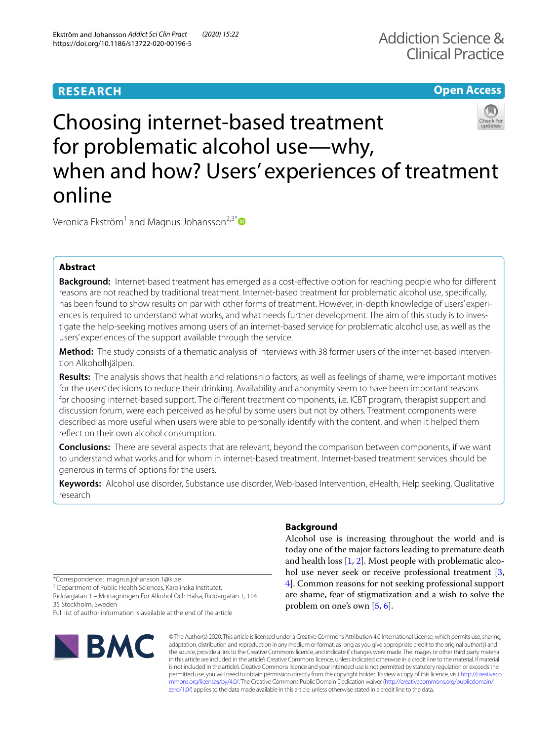RESEARCH

Open Access

# Choosing internet-based treatment for problematic alcohol use—why, when and how? Users' experiences of treatment online

Veronica Ekström[1] and Magnus Johansson[2,3*]

## Abstract

**Background:** Internet-based treatment has emerged as a cost-effective option for reaching people who for different reasons are not reached by traditional treatment. Internet-based treatment for problematic alcohol use, specifically, has been found to show results on par with other forms of treatment. However, in-depth knowledge of users' experiences is required to understand what works, and what needs further development. The aim of this study is to investigate the help-seeking motives among users of an internet-based service for problematic alcohol use, as well as the users' experiences of the support available through the service.

**Method:** The study consists of a thematic analysis of interviews with 38 former users of the internet-based intervention Alkoholhjälpen.

**Results:** The analysis shows that health and relationship factors, as well as feelings of shame, were important motives for the users' decisions to reduce their drinking. Availability and anonymity seem to have been important reasons for choosing internet-based support. The different treatment components, i.e. ICBT program, therapist support and discussion forum, were each perceived as helpful by some users but not by others. Treatment components were described as more useful when users were able to personally identify with the content, and when it helped them reflect on their own alcohol consumption.

**Conclusions:** There are several aspects that are relevant, beyond the comparison between components, if we want to understand what works and for whom in internet-based treatment. Internet-based treatment services should be generous in terms of options for the users.

**Keywords:** Alcohol use disorder, Substance use disorder, Web-based Intervention, eHealth, Help seeking, Qualitative research

## Background

Alcohol use is increasing throughout the world and is today one of the major factors leading to premature death and health loss [1, 2]. Most people with problematic alcohol use never seek or receive professional treatment [3, 4]. Common reasons for not seeking professional support are shame, fear of stigmatization and a wish to solve the problem on one's own [5, 6].

*Correspondence: magnus.johansson.1@ki.se
[2] Department of Public Health Sciences, Karolinska Institutet, Riddargatan 1 – Mottagningen För Alkohol Och Hälsa, Riddargatan 1, 114 35 Stockholm, Sweden
Full list of author information is available at the end of the article

© The Author(s) 2020. This article is licensed under a Creative Commons Attribution 4.0 International License, which permits use, sharing, adaptation, distribution and reproduction in any medium or format, as long as you give appropriate credit to the original author(s) and the source, provide a link to the Creative Commons licence, and indicate if changes were made. The images or other third party material in this article are included in the article's Creative Commons licence, unless indicated otherwise in a credit line to the material. If material is not included in the article's Creative Commons licence and your intended use is not permitted by statutory regulation or exceeds the permitted use, you will need to obtain permission directly from the copyright holder. To view a copy of this licence, visit http://creativecommons.org/licenses/by/4.0/. The Creative Commons Public Domain Dedication waiver (http://creativecommons.org/publicdomain/zero/1.0/) applies to the data made available in this article, unless otherwise stated in a credit line to the data.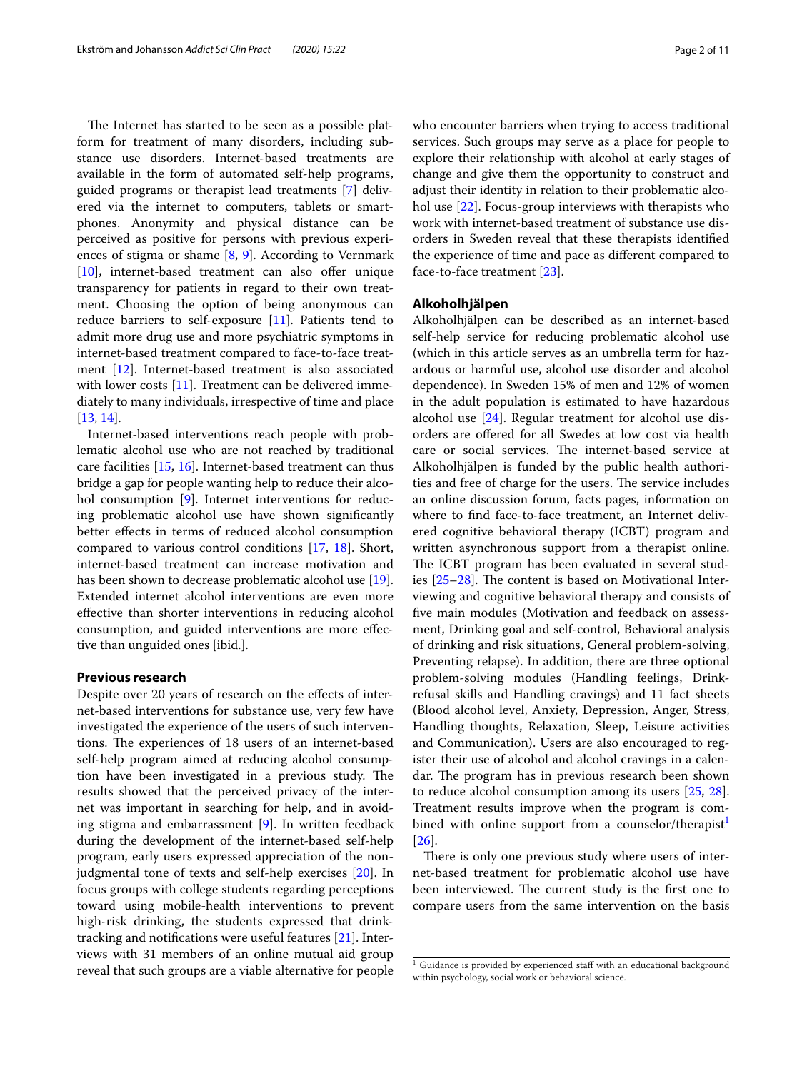The Internet has started to be seen as a possible platform for treatment of many disorders, including substance use disorders. Internet-based treatments are available in the form of automated self-help programs, guided programs or therapist lead treatments [7] delivered via the internet to computers, tablets or smartphones. Anonymity and physical distance can be perceived as positive for persons with previous experiences of stigma or shame [8, 9]. According to Vernmark [10], internet-based treatment can also offer unique transparency for patients in regard to their own treatment. Choosing the option of being anonymous can reduce barriers to self-exposure [11]. Patients tend to admit more drug use and more psychiatric symptoms in internet-based treatment compared to face-to-face treatment [12]. Internet-based treatment is also associated with lower costs [11]. Treatment can be delivered immediately to many individuals, irrespective of time and place [13, 14].

Internet-based interventions reach people with problematic alcohol use who are not reached by traditional care facilities [15, 16]. Internet-based treatment can thus bridge a gap for people wanting help to reduce their alcohol consumption [9]. Internet interventions for reducing problematic alcohol use have shown significantly better effects in terms of reduced alcohol consumption compared to various control conditions [17, 18]. Short, internet-based treatment can increase motivation and has been shown to decrease problematic alcohol use [19]. Extended internet alcohol interventions are even more effective than shorter interventions in reducing alcohol consumption, and guided interventions are more effective than unguided ones [ibid.].

## Previous research

Despite over 20 years of research on the effects of internet-based interventions for substance use, very few have investigated the experience of the users of such interventions. The experiences of 18 users of an internet-based self-help program aimed at reducing alcohol consumption have been investigated in a previous study. The results showed that the perceived privacy of the internet was important in searching for help, and in avoiding stigma and embarrassment [9]. In written feedback during the development of the internet-based self-help program, early users expressed appreciation of the non-judgmental tone of texts and self-help exercises [20]. In focus groups with college students regarding perceptions toward using mobile-health interventions to prevent high-risk drinking, the students expressed that drink-tracking and notifications were useful features [21]. Interviews with 31 members of an online mutual aid group reveal that such groups are a viable alternative for people who encounter barriers when trying to access traditional services. Such groups may serve as a place for people to explore their relationship with alcohol at early stages of change and give them the opportunity to construct and adjust their identity in relation to their problematic alcohol use [22]. Focus-group interviews with therapists who work with internet-based treatment of substance use disorders in Sweden reveal that these therapists identified the experience of time and pace as different compared to face-to-face treatment [23].

## Alkoholhjälpen

Alkoholhjälpen can be described as an internet-based self-help service for reducing problematic alcohol use (which in this article serves as an umbrella term for hazardous or harmful use, alcohol use disorder and alcohol dependence). In Sweden 15% of men and 12% of women in the adult population is estimated to have hazardous alcohol use [24]. Regular treatment for alcohol use disorders are offered for all Swedes at low cost via health care or social services. The internet-based service at Alkoholhjälpen is funded by the public health authorities and free of charge for the users. The service includes an online discussion forum, facts pages, information on where to find face-to-face treatment, an Internet delivered cognitive behavioral therapy (ICBT) program and written asynchronous support from a therapist online. The ICBT program has been evaluated in several studies [25–28]. The content is based on Motivational Interviewing and cognitive behavioral therapy and consists of five main modules (Motivation and feedback on assessment, Drinking goal and self-control, Behavioral analysis of drinking and risk situations, General problem-solving, Preventing relapse). In addition, there are three optional problem-solving modules (Handling feelings, Drink-refusal skills and Handling cravings) and 11 fact sheets (Blood alcohol level, Anxiety, Depression, Anger, Stress, Handling thoughts, Relaxation, Sleep, Leisure activities and Communication). Users are also encouraged to register their use of alcohol and alcohol cravings in a calendar. The program has in previous research been shown to reduce alcohol consumption among its users [25, 28]. Treatment results improve when the program is combined with online support from a counselor/therapist[1] [26].

There is only one previous study where users of internet-based treatment for problematic alcohol use have been interviewed. The current study is the first one to compare users from the same intervention on the basis

[1] Guidance is provided by experienced staff with an educational background within psychology, social work or behavioral science.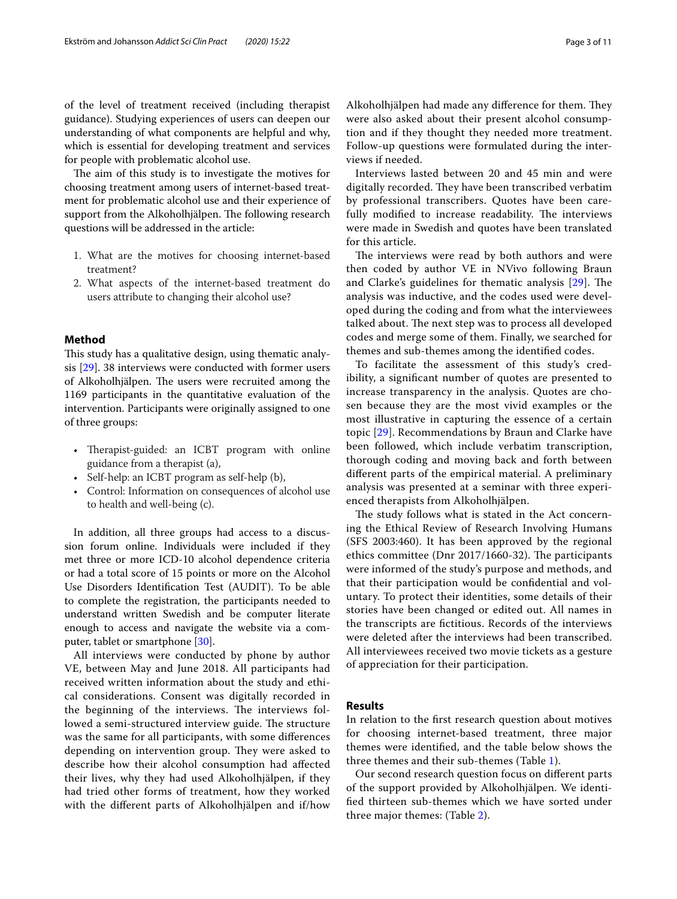of the level of treatment received (including therapist guidance). Studying experiences of users can deepen our understanding of what components are helpful and why, which is essential for developing treatment and services for people with problematic alcohol use.

The aim of this study is to investigate the motives for choosing treatment among users of internet-based treatment for problematic alcohol use and their experience of support from the Alkoholhjälpen. The following research questions will be addressed in the article:

1. What are the motives for choosing internet-based treatment?
2. What aspects of the internet-based treatment do users attribute to changing their alcohol use?

## Method

This study has a qualitative design, using thematic analysis [29]. 38 interviews were conducted with former users of Alkoholhjälpen. The users were recruited among the 1169 participants in the quantitative evaluation of the intervention. Participants were originally assigned to one of three groups:

- Therapist-guided: an ICBT program with online guidance from a therapist (a),
- Self-help: an ICBT program as self-help (b),
- Control: Information on consequences of alcohol use to health and well-being (c).

In addition, all three groups had access to a discussion forum online. Individuals were included if they met three or more ICD-10 alcohol dependence criteria or had a total score of 15 points or more on the Alcohol Use Disorders Identification Test (AUDIT). To be able to complete the registration, the participants needed to understand written Swedish and be computer literate enough to access and navigate the website via a computer, tablet or smartphone [30].

All interviews were conducted by phone by author VE, between May and June 2018. All participants had received written information about the study and ethical considerations. Consent was digitally recorded in the beginning of the interviews. The interviews followed a semi-structured interview guide. The structure was the same for all participants, with some differences depending on intervention group. They were asked to describe how their alcohol consumption had affected their lives, why they had used Alkoholhjälpen, if they had tried other forms of treatment, how they worked with the different parts of Alkoholhjälpen and if/how Alkoholhjälpen had made any difference for them. They were also asked about their present alcohol consumption and if they thought they needed more treatment. Follow-up questions were formulated during the interviews if needed.

Interviews lasted between 20 and 45 min and were digitally recorded. They have been transcribed verbatim by professional transcribers. Quotes have been carefully modified to increase readability. The interviews were made in Swedish and quotes have been translated for this article.

The interviews were read by both authors and were then coded by author VE in NVivo following Braun and Clarke's guidelines for thematic analysis [29]. The analysis was inductive, and the codes used were developed during the coding and from what the interviewees talked about. The next step was to process all developed codes and merge some of them. Finally, we searched for themes and sub-themes among the identified codes.

To facilitate the assessment of this study's credibility, a significant number of quotes are presented to increase transparency in the analysis. Quotes are chosen because they are the most vivid examples or the most illustrative in capturing the essence of a certain topic [29]. Recommendations by Braun and Clarke have been followed, which include verbatim transcription, thorough coding and moving back and forth between different parts of the empirical material. A preliminary analysis was presented at a seminar with three experienced therapists from Alkoholhjälpen.

The study follows what is stated in the Act concerning the Ethical Review of Research Involving Humans (SFS 2003:460). It has been approved by the regional ethics committee (Dnr 2017/1660-32). The participants were informed of the study's purpose and methods, and that their participation would be confidential and voluntary. To protect their identities, some details of their stories have been changed or edited out. All names in the transcripts are fictitious. Records of the interviews were deleted after the interviews had been transcribed. All interviewees received two movie tickets as a gesture of appreciation for their participation.

## Results

In relation to the first research question about motives for choosing internet-based treatment, three major themes were identified, and the table below shows the three themes and their sub-themes (Table 1).

Our second research question focus on different parts of the support provided by Alkoholhjälpen. We identified thirteen sub-themes which we have sorted under three major themes: (Table 2).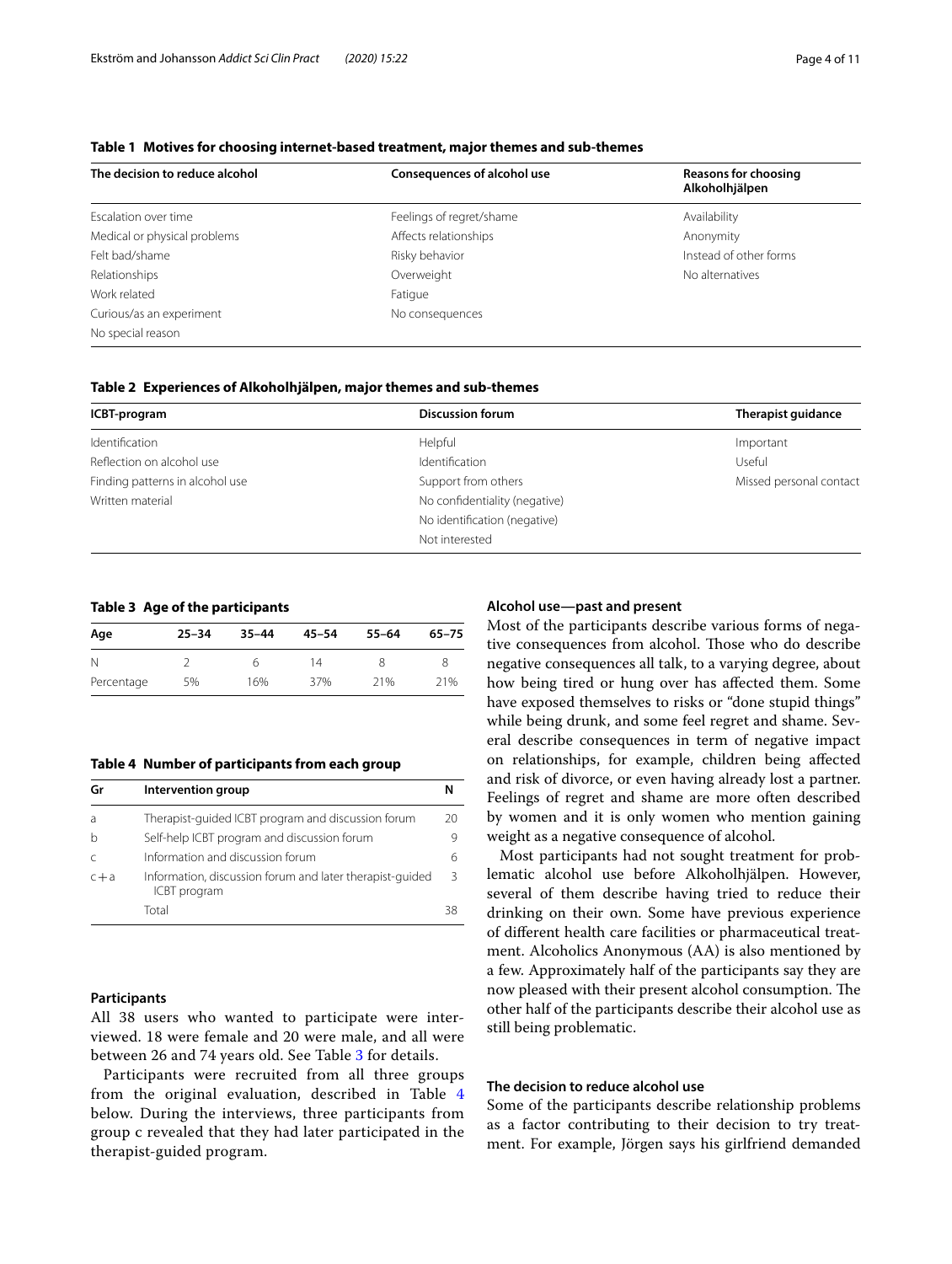**Table 1 Motives for choosing internet-based treatment, major themes and sub-themes**

| The decision to reduce alcohol | Consequences of alcohol use | Reasons for choosing Alkoholhjälpen |
|---|---|---|
| Escalation over time | Feelings of regret/shame | Availability |
| Medical or physical problems | Affects relationships | Anonymity |
| Felt bad/shame | Risky behavior | Instead of other forms |
| Relationships | Overweight | No alternatives |
| Work related | Fatigue | |
| Curious/as an experiment | No consequences | |
| No special reason | | |

**Table 2 Experiences of Alkoholhjälpen, major themes and sub-themes**

| ICBT-program | Discussion forum | Therapist guidance |
|---|---|---|
| Identification | Helpful | Important |
| Reflection on alcohol use | Identification | Useful |
| Finding patterns in alcohol use | Support from others | Missed personal contact |
| Written material | No confidentiality (negative) | |
| | No identification (negative) | |
| | Not interested | |

**Table 3 Age of the participants**

| Age | 25–34 | 35–44 | 45–54 | 55–64 | 65–75 |
|---|---|---|---|---|---|
| N | 2 | 6 | 14 | 8 | 8 |
| Percentage | 5% | 16% | 37% | 21% | 21% |

**Table 4 Number of participants from each group**

| Gr | Intervention group | N |
|---|---|---|
| a | Therapist-guided ICBT program and discussion forum | 20 |
| b | Self-help ICBT program and discussion forum | 9 |
| c | Information and discussion forum | 6 |
| c + a | Information, discussion forum and later therapist-guided ICBT program | 3 |
| | Total | 38 |

### Participants

All 38 users who wanted to participate were interviewed. 18 were female and 20 were male, and all were between 26 and 74 years old. See Table 3 for details.

Participants were recruited from all three groups from the original evaluation, described in Table 4 below. During the interviews, three participants from group c revealed that they had later participated in the therapist-guided program.

### Alcohol use—past and present

Most of the participants describe various forms of negative consequences from alcohol. Those who do describe negative consequences all talk, to a varying degree, about how being tired or hung over has affected them. Some have exposed themselves to risks or "done stupid things" while being drunk, and some feel regret and shame. Several describe consequences in term of negative impact on relationships, for example, children being affected and risk of divorce, or even having already lost a partner. Feelings of regret and shame are more often described by women and it is only women who mention gaining weight as a negative consequence of alcohol.

Most participants had not sought treatment for problematic alcohol use before Alkoholhjälpen. However, several of them describe having tried to reduce their drinking on their own. Some have previous experience of different health care facilities or pharmaceutical treatment. Alcoholics Anonymous (AA) is also mentioned by a few. Approximately half of the participants say they are now pleased with their present alcohol consumption. The other half of the participants describe their alcohol use as still being problematic.

### The decision to reduce alcohol use

Some of the participants describe relationship problems as a factor contributing to their decision to try treatment. For example, Jörgen says his girlfriend demanded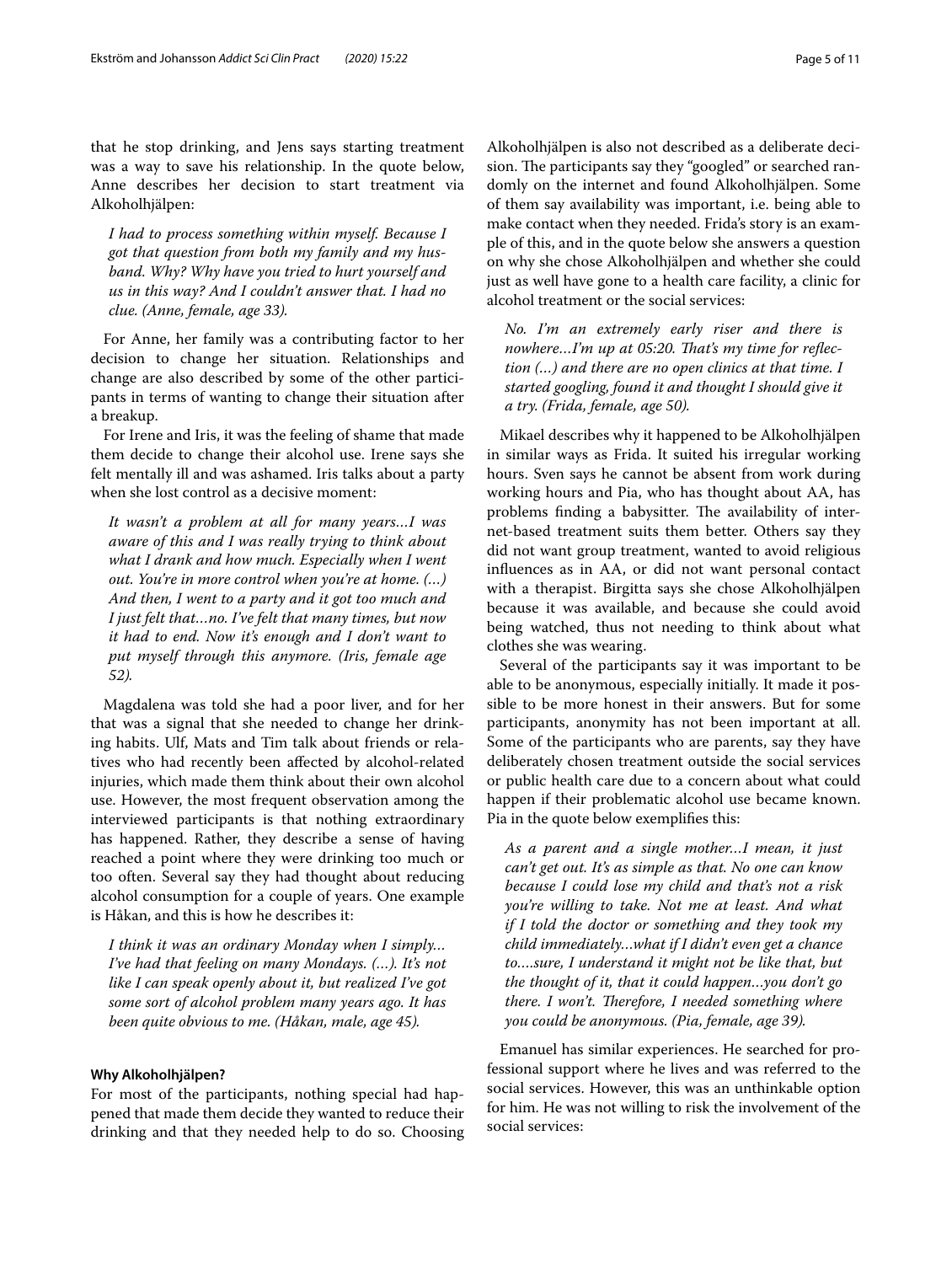that he stop drinking, and Jens says starting treatment was a way to save his relationship. In the quote below, Anne describes her decision to start treatment via Alkoholhjälpen:

> *I had to process something within myself. Because I got that question from both my family and my husband. Why? Why have you tried to hurt yourself and us in this way? And I couldn't answer that. I had no clue. (Anne, female, age 33).*

For Anne, her family was a contributing factor to her decision to change her situation. Relationships and change are also described by some of the other participants in terms of wanting to change their situation after a breakup.

For Irene and Iris, it was the feeling of shame that made them decide to change their alcohol use. Irene says she felt mentally ill and was ashamed. Iris talks about a party when she lost control as a decisive moment:

> *It wasn't a problem at all for many years…I was aware of this and I was really trying to think about what I drank and how much. Especially when I went out. You're in more control when you're at home. (…) And then, I went to a party and it got too much and I just felt that…no. I've felt that many times, but now it had to end. Now it's enough and I don't want to put myself through this anymore. (Iris, female age 52).*

Magdalena was told she had a poor liver, and for her that was a signal that she needed to change her drinking habits. Ulf, Mats and Tim talk about friends or relatives who had recently been affected by alcohol-related injuries, which made them think about their own alcohol use. However, the most frequent observation among the interviewed participants is that nothing extraordinary has happened. Rather, they describe a sense of having reached a point where they were drinking too much or too often. Several say they had thought about reducing alcohol consumption for a couple of years. One example is Håkan, and this is how he describes it:

> *I think it was an ordinary Monday when I simply… I've had that feeling on many Mondays. (…). It's not like I can speak openly about it, but realized I've got some sort of alcohol problem many years ago. It has been quite obvious to me. (Håkan, male, age 45).*

#### Why Alkoholhjälpen?

For most of the participants, nothing special had happened that made them decide they wanted to reduce their drinking and that they needed help to do so. Choosing Alkoholhjälpen is also not described as a deliberate decision. The participants say they "googled" or searched randomly on the internet and found Alkoholhjälpen. Some of them say availability was important, i.e. being able to make contact when they needed. Frida's story is an example of this, and in the quote below she answers a question on why she chose Alkoholhjälpen and whether she could just as well have gone to a health care facility, a clinic for alcohol treatment or the social services:

> *No. I'm an extremely early riser and there is nowhere…I'm up at 05:20. That's my time for reflection (…) and there are no open clinics at that time. I started googling, found it and thought I should give it a try. (Frida, female, age 50).*

Mikael describes why it happened to be Alkoholhjälpen in similar ways as Frida. It suited his irregular working hours. Sven says he cannot be absent from work during working hours and Pia, who has thought about AA, has problems finding a babysitter. The availability of internet-based treatment suits them better. Others say they did not want group treatment, wanted to avoid religious influences as in AA, or did not want personal contact with a therapist. Birgitta says she chose Alkoholhjälpen because it was available, and because she could avoid being watched, thus not needing to think about what clothes she was wearing.

Several of the participants say it was important to be able to be anonymous, especially initially. It made it possible to be more honest in their answers. But for some participants, anonymity has not been important at all. Some of the participants who are parents, say they have deliberately chosen treatment outside the social services or public health care due to a concern about what could happen if their problematic alcohol use became known. Pia in the quote below exemplifies this:

> *As a parent and a single mother…I mean, it just can't get out. It's as simple as that. No one can know because I could lose my child and that's not a risk you're willing to take. Not me at least. And what if I told the doctor or something and they took my child immediately…what if I didn't even get a chance to….sure, I understand it might not be like that, but the thought of it, that it could happen…you don't go there. I won't. Therefore, I needed something where you could be anonymous. (Pia, female, age 39).*

Emanuel has similar experiences. He searched for professional support where he lives and was referred to the social services. However, this was an unthinkable option for him. He was not willing to risk the involvement of the social services: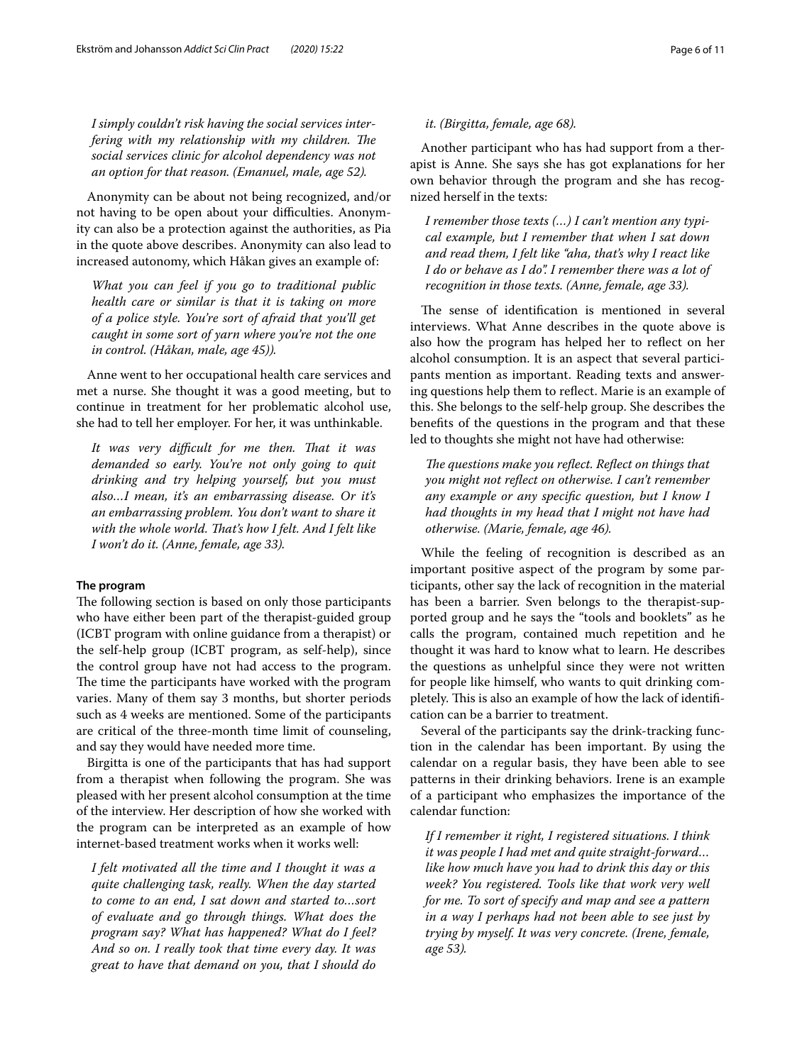> *I simply couldn't risk having the social services interfering with my relationship with my children. The social services clinic for alcohol dependency was not an option for that reason. (Emanuel, male, age 52).*

Anonymity can be about not being recognized, and/or not having to be open about your difficulties. Anonymity can also be a protection against the authorities, as Pia in the quote above describes. Anonymity can also lead to increased autonomy, which Håkan gives an example of:

> *What you can feel if you go to traditional public health care or similar is that it is taking on more of a police style. You're sort of afraid that you'll get caught in some sort of yarn where you're not the one in control. (Håkan, male, age 45)).*

Anne went to her occupational health care services and met a nurse. She thought it was a good meeting, but to continue in treatment for her problematic alcohol use, she had to tell her employer. For her, it was unthinkable.

> *It was very difficult for me then. That it was demanded so early. You're not only going to quit drinking and try helping yourself, but you must also…I mean, it's an embarrassing disease. Or it's an embarrassing problem. You don't want to share it with the whole world. That's how I felt. And I felt like I won't do it. (Anne, female, age 33).*

#### The program

The following section is based on only those participants who have either been part of the therapist-guided group (ICBT program with online guidance from a therapist) or the self-help group (ICBT program, as self-help), since the control group have not had access to the program. The time the participants have worked with the program varies. Many of them say 3 months, but shorter periods such as 4 weeks are mentioned. Some of the participants are critical of the three-month time limit of counseling, and say they would have needed more time.

Birgitta is one of the participants that has had support from a therapist when following the program. She was pleased with her present alcohol consumption at the time of the interview. Her description of how she worked with the program can be interpreted as an example of how internet-based treatment works when it works well:

> *I felt motivated all the time and I thought it was a quite challenging task, really. When the day started to come to an end, I sat down and started to…sort of evaluate and go through things. What does the program say? What has happened? What do I feel? And so on. I really took that time every day. It was great to have that demand on you, that I should do it. (Birgitta, female, age 68).*

Another participant who has had support from a therapist is Anne. She says she has got explanations for her own behavior through the program and she has recognized herself in the texts:

> *I remember those texts (…) I can't mention any typical example, but I remember that when I sat down and read them, I felt like "aha, that's why I react like I do or behave as I do". I remember there was a lot of recognition in those texts. (Anne, female, age 33).*

The sense of identification is mentioned in several interviews. What Anne describes in the quote above is also how the program has helped her to reflect on her alcohol consumption. It is an aspect that several participants mention as important. Reading texts and answering questions help them to reflect. Marie is an example of this. She belongs to the self-help group. She describes the benefits of the questions in the program and that these led to thoughts she might not have had otherwise:

> *The questions make you reflect. Reflect on things that you might not reflect on otherwise. I can't remember any example or any specific question, but I know I had thoughts in my head that I might not have had otherwise. (Marie, female, age 46).*

While the feeling of recognition is described as an important positive aspect of the program by some participants, other say the lack of recognition in the material has been a barrier. Sven belongs to the therapist-supported group and he says the "tools and booklets" as he calls the program, contained much repetition and he thought it was hard to know what to learn. He describes the questions as unhelpful since they were not written for people like himself, who wants to quit drinking completely. This is also an example of how the lack of identification can be a barrier to treatment.

Several of the participants say the drink-tracking function in the calendar has been important. By using the calendar on a regular basis, they have been able to see patterns in their drinking behaviors. Irene is an example of a participant who emphasizes the importance of the calendar function:

> *If I remember it right, I registered situations. I think it was people I had met and quite straight-forward… like how much have you had to drink this day or this week? You registered. Tools like that work very well for me. To sort of specify and map and see a pattern in a way I perhaps had not been able to see just by trying by myself. It was very concrete. (Irene, female, age 53).*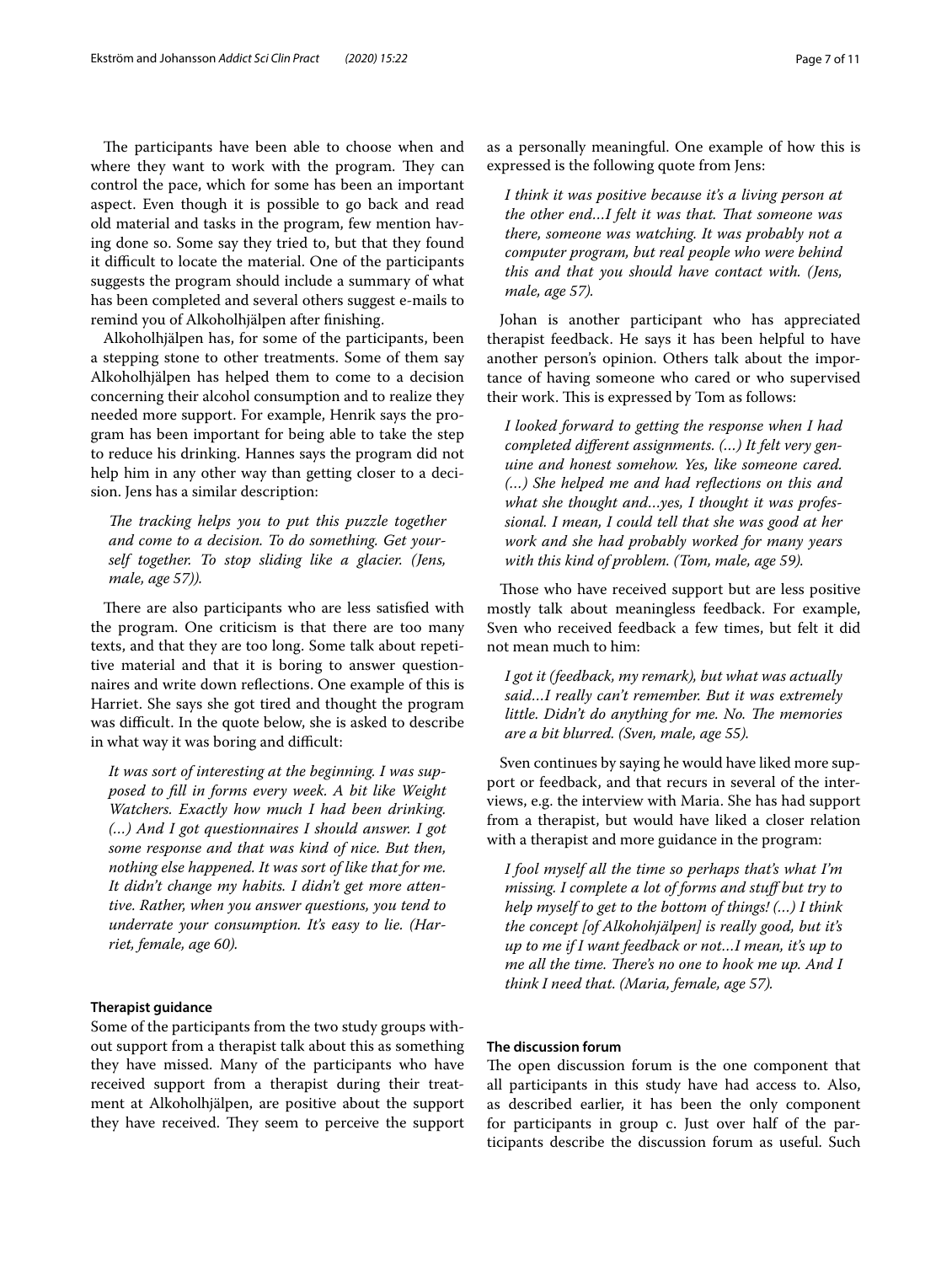The participants have been able to choose when and where they want to work with the program. They can control the pace, which for some has been an important aspect. Even though it is possible to go back and read old material and tasks in the program, few mention having done so. Some say they tried to, but that they found it difficult to locate the material. One of the participants suggests the program should include a summary of what has been completed and several others suggest e-mails to remind you of Alkoholhjälpen after finishing.

Alkoholhjälpen has, for some of the participants, been a stepping stone to other treatments. Some of them say Alkoholhjälpen has helped them to come to a decision concerning their alcohol consumption and to realize they needed more support. For example, Henrik says the program has been important for being able to take the step to reduce his drinking. Hannes says the program did not help him in any other way than getting closer to a decision. Jens has a similar description:

> *The tracking helps you to put this puzzle together and come to a decision. To do something. Get yourself together. To stop sliding like a glacier. (Jens, male, age 57)).*

There are also participants who are less satisfied with the program. One criticism is that there are too many texts, and that they are too long. Some talk about repetitive material and that it is boring to answer questionnaires and write down reflections. One example of this is Harriet. She says she got tired and thought the program was difficult. In the quote below, she is asked to describe in what way it was boring and difficult:

> *It was sort of interesting at the beginning. I was supposed to fill in forms every week. A bit like Weight Watchers. Exactly how much I had been drinking. (…) And I got questionnaires I should answer. I got some response and that was kind of nice. But then, nothing else happened. It was sort of like that for me. It didn't change my habits. I didn't get more attentive. Rather, when you answer questions, you tend to underrate your consumption. It's easy to lie. (Harriet, female, age 60).*

#### Therapist guidance

Some of the participants from the two study groups without support from a therapist talk about this as something they have missed. Many of the participants who have received support from a therapist during their treatment at Alkoholhjälpen, are positive about the support they have received. They seem to perceive the support as a personally meaningful. One example of how this is expressed is the following quote from Jens:

> *I think it was positive because it's a living person at the other end…I felt it was that. That someone was there, someone was watching. It was probably not a computer program, but real people who were behind this and that you should have contact with. (Jens, male, age 57).*

Johan is another participant who has appreciated therapist feedback. He says it has been helpful to have another person's opinion. Others talk about the importance of having someone who cared or who supervised their work. This is expressed by Tom as follows:

> *I looked forward to getting the response when I had completed different assignments. (…) It felt very genuine and honest somehow. Yes, like someone cared. (…) She helped me and had reflections on this and what she thought and…yes, I thought it was professional. I mean, I could tell that she was good at her work and she had probably worked for many years with this kind of problem. (Tom, male, age 59).*

Those who have received support but are less positive mostly talk about meaningless feedback. For example, Sven who received feedback a few times, but felt it did not mean much to him:

> *I got it (feedback, my remark), but what was actually said…I really can't remember. But it was extremely little. Didn't do anything for me. No. The memories are a bit blurred. (Sven, male, age 55).*

Sven continues by saying he would have liked more support or feedback, and that recurs in several of the interviews, e.g. the interview with Maria. She has had support from a therapist, but would have liked a closer relation with a therapist and more guidance in the program:

> *I fool myself all the time so perhaps that's what I'm missing. I complete a lot of forms and stuff but try to help myself to get to the bottom of things! (…) I think the concept [of Alkohjälpen] is really good, but it's up to me if I want feedback or not…I mean, it's up to me all the time. There's no one to hook me up. And I think I need that. (Maria, female, age 57).*

#### The discussion forum

The open discussion forum is the one component that all participants in this study have had access to. Also, as described earlier, it has been the only component for participants in group c. Just over half of the participants describe the discussion forum as useful. Such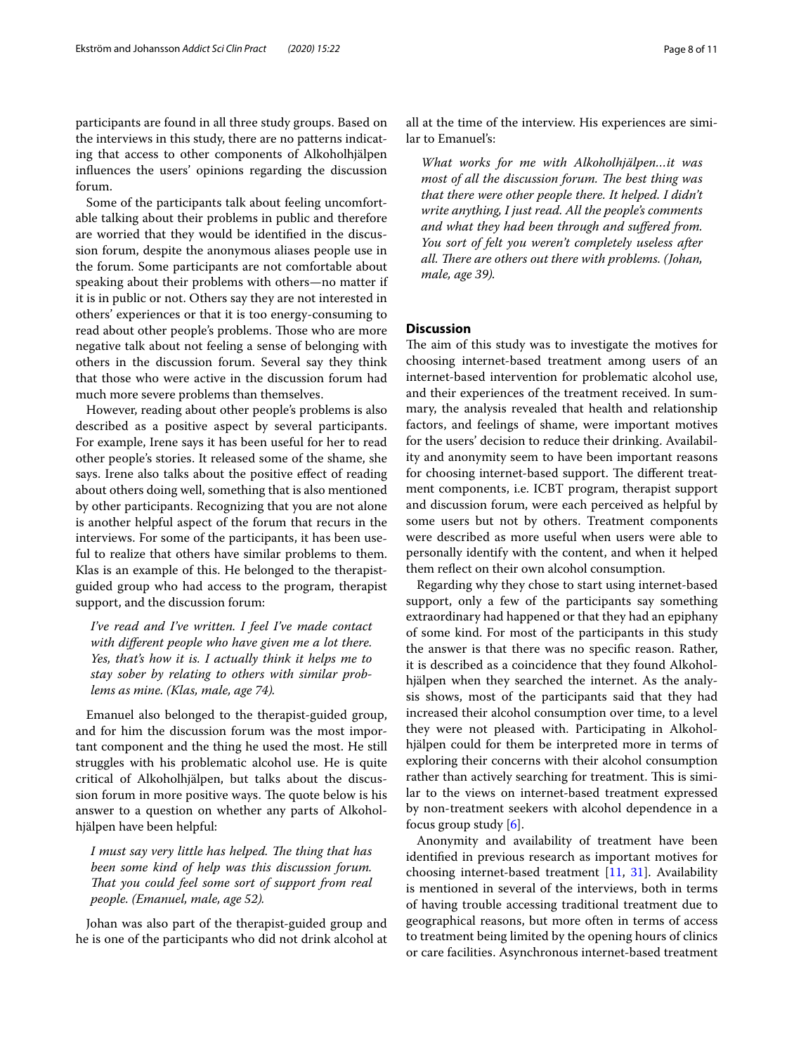participants are found in all three study groups. Based on the interviews in this study, there are no patterns indicating that access to other components of Alkoholhjälpen influences the users' opinions regarding the discussion forum.

Some of the participants talk about feeling uncomfortable talking about their problems in public and therefore are worried that they would be identified in the discussion forum, despite the anonymous aliases people use in the forum. Some participants are not comfortable about speaking about their problems with others—no matter if it is in public or not. Others say they are not interested in others' experiences or that it is too energy-consuming to read about other people's problems. Those who are more negative talk about not feeling a sense of belonging with others in the discussion forum. Several say they think that those who were active in the discussion forum had much more severe problems than themselves.

However, reading about other people's problems is also described as a positive aspect by several participants. For example, Irene says it has been useful for her to read other people's stories. It released some of the shame, she says. Irene also talks about the positive effect of reading about others doing well, something that is also mentioned by other participants. Recognizing that you are not alone is another helpful aspect of the forum that recurs in the interviews. For some of the participants, it has been useful to realize that others have similar problems to them. Klas is an example of this. He belonged to the therapist-guided group who had access to the program, therapist support, and the discussion forum:

> *I've read and I've written. I feel I've made contact with different people who have given me a lot there. Yes, that's how it is. I actually think it helps me to stay sober by relating to others with similar problems as mine. (Klas, male, age 74).*

Emanuel also belonged to the therapist-guided group, and for him the discussion forum was the most important component and the thing he used the most. He still struggles with his problematic alcohol use. He is quite critical of Alkoholhjälpen, but talks about the discussion forum in more positive ways. The quote below is his answer to a question on whether any parts of Alkoholhjälpen have been helpful:

> *I must say very little has helped. The thing that has been some kind of help was this discussion forum. That you could feel some sort of support from real people. (Emanuel, male, age 52).*

Johan was also part of the therapist-guided group and he is one of the participants who did not drink alcohol at all at the time of the interview. His experiences are similar to Emanuel's:

> *What works for me with Alkoholhjälpen…it was most of all the discussion forum. The best thing was that there were other people there. It helped. I didn't write anything, I just read. All the people's comments and what they had been through and suffered from. You sort of felt you weren't completely useless after all. There are others out there with problems. (Johan, male, age 39).*

## Discussion

The aim of this study was to investigate the motives for choosing internet-based treatment among users of an internet-based intervention for problematic alcohol use, and their experiences of the treatment received. In summary, the analysis revealed that health and relationship factors, and feelings of shame, were important motives for the users' decision to reduce their drinking. Availability and anonymity seem to have been important reasons for choosing internet-based support. The different treatment components, i.e. ICBT program, therapist support and discussion forum, were each perceived as helpful by some users but not by others. Treatment components were described as more useful when users were able to personally identify with the content, and when it helped them reflect on their own alcohol consumption.

Regarding why they chose to start using internet-based support, only a few of the participants say something extraordinary had happened or that they had an epiphany of some kind. For most of the participants in this study the answer is that there was no specific reason. Rather, it is described as a coincidence that they found Alkoholhjälpen when they searched the internet. As the analysis shows, most of the participants said that they had increased their alcohol consumption over time, to a level they were not pleased with. Participating in Alkoholhjälpen could for them be interpreted more in terms of exploring their concerns with their alcohol consumption rather than actively searching for treatment. This is similar to the views on internet-based treatment expressed by non-treatment seekers with alcohol dependence in a focus group study [6].

Anonymity and availability of treatment have been identified in previous research as important motives for choosing internet-based treatment [11, 31]. Availability is mentioned in several of the interviews, both in terms of having trouble accessing traditional treatment due to geographical reasons, but more often in terms of access to treatment being limited by the opening hours of clinics or care facilities. Asynchronous internet-based treatment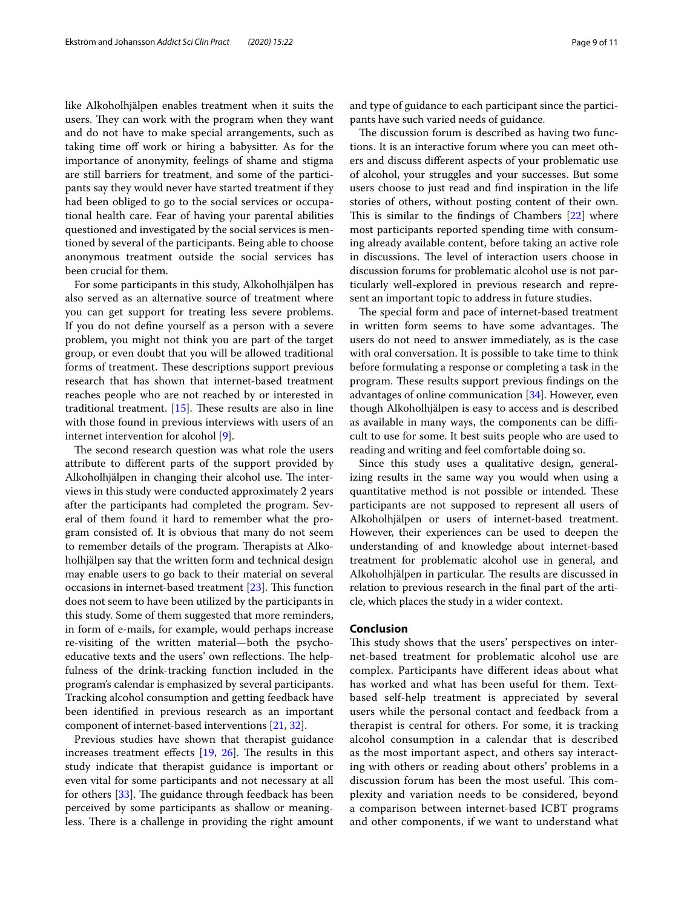like Alkoholhjälpen enables treatment when it suits the users. They can work with the program when they want and do not have to make special arrangements, such as taking time off work or hiring a babysitter. As for the importance of anonymity, feelings of shame and stigma are still barriers for treatment, and some of the participants say they would never have started treatment if they had been obliged to go to the social services or occupational health care. Fear of having your parental abilities questioned and investigated by the social services is mentioned by several of the participants. Being able to choose anonymous treatment outside the social services has been crucial for them.

For some participants in this study, Alkoholhjälpen has also served as an alternative source of treatment where you can get support for treating less severe problems. If you do not define yourself as a person with a severe problem, you might not think you are part of the target group, or even doubt that you will be allowed traditional forms of treatment. These descriptions support previous research that has shown that internet-based treatment reaches people who are not reached by or interested in traditional treatment. [15]. These results are also in line with those found in previous interviews with users of an internet intervention for alcohol [9].

The second research question was what role the users attribute to different parts of the support provided by Alkoholhjälpen in changing their alcohol use. The interviews in this study were conducted approximately 2 years after the participants had completed the program. Several of them found it hard to remember what the program consisted of. It is obvious that many do not seem to remember details of the program. Therapists at Alkoholhjälpen say that the written form and technical design may enable users to go back to their material on several occasions in internet-based treatment [23]. This function does not seem to have been utilized by the participants in this study. Some of them suggested that more reminders, in form of e-mails, for example, would perhaps increase re-visiting of the written material—both the psychoeducative texts and the users' own reflections. The helpfulness of the drink-tracking function included in the program's calendar is emphasized by several participants. Tracking alcohol consumption and getting feedback have been identified in previous research as an important component of internet-based interventions [21, 32].

Previous studies have shown that therapist guidance increases treatment effects [19, 26]. The results in this study indicate that therapist guidance is important or even vital for some participants and not necessary at all for others [33]. The guidance through feedback has been perceived by some participants as shallow or meaningless. There is a challenge in providing the right amount and type of guidance to each participant since the participants have such varied needs of guidance.

The discussion forum is described as having two functions. It is an interactive forum where you can meet others and discuss different aspects of your problematic use of alcohol, your struggles and your successes. But some users choose to just read and find inspiration in the life stories of others, without posting content of their own. This is similar to the findings of Chambers [22] where most participants reported spending time with consuming already available content, before taking an active role in discussions. The level of interaction users choose in discussion forums for problematic alcohol use is not particularly well-explored in previous research and represent an important topic to address in future studies.

The special form and pace of internet-based treatment in written form seems to have some advantages. The users do not need to answer immediately, as is the case with oral conversation. It is possible to take time to think before formulating a response or completing a task in the program. These results support previous findings on the advantages of online communication [34]. However, even though Alkoholhjälpen is easy to access and is described as available in many ways, the components can be difficult to use for some. It best suits people who are used to reading and writing and feel comfortable doing so.

Since this study uses a qualitative design, generalizing results in the same way you would when using a quantitative method is not possible or intended. These participants are not supposed to represent all users of Alkoholhjälpen or users of internet-based treatment. However, their experiences can be used to deepen the understanding of and knowledge about internet-based treatment for problematic alcohol use in general, and Alkoholhjälpen in particular. The results are discussed in relation to previous research in the final part of the article, which places the study in a wider context.

## Conclusion

This study shows that the users' perspectives on internet-based treatment for problematic alcohol use are complex. Participants have different ideas about what has worked and what has been useful for them. Text-based self-help treatment is appreciated by several users while the personal contact and feedback from a therapist is central for others. For some, it is tracking alcohol consumption in a calendar that is described as the most important aspect, and others say interacting with others or reading about others' problems in a discussion forum has been the most useful. This complexity and variation needs to be considered, beyond a comparison between internet-based ICBT programs and other components, if we want to understand what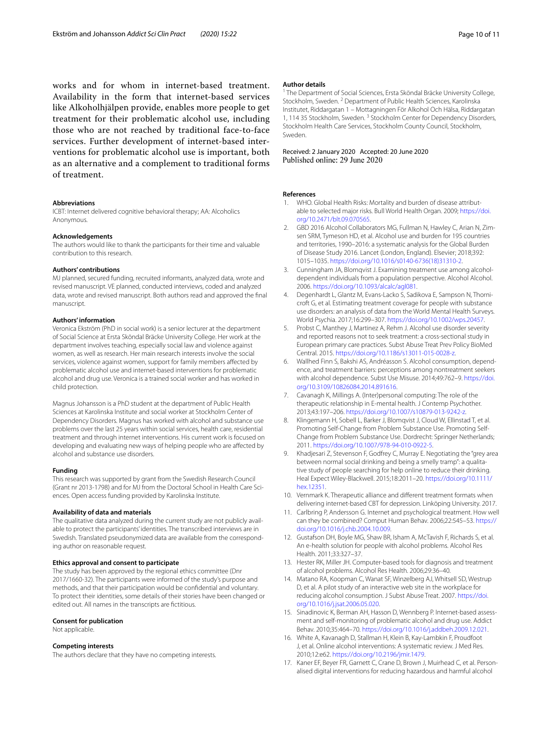works and for whom in internet-based treatment. Availability in the form that internet-based services like Alkoholhjälpen provide, enables more people to get treatment for their problematic alcohol use, including those who are not reached by traditional face-to-face services. Further development of internet-based interventions for problematic alcohol use is important, both as an alternative and a complement to traditional forms of treatment.

#### Abbreviations

ICBT: Internet delivered cognitive behavioral therapy; AA: Alcoholics Anonymous.

#### Acknowledgements

The authors would like to thank the participants for their time and valuable contribution to this research.

#### Authors' contributions

MJ planned, secured funding, recruited informants, analyzed data, wrote and revised manuscript. VE planned, conducted interviews, coded and analyzed data, wrote and revised manuscript. Both authors read and approved the final manuscript.

#### Authors' information

Veronica Ekström (PhD in social work) is a senior lecturer at the department of Social Science at Ersta Sköndal Bräcke University College. Her work at the department involves teaching, especially social law and violence against women, as well as research. Her main research interests involve the social services, violence against women, support for family members affected by problematic alcohol use and internet-based interventions for problematic alcohol and drug use. Veronica is a trained social worker and has worked in child protection.

Magnus Johansson is a PhD student at the department of Public Health Sciences at Karolinska Institute and social worker at Stockholm Center of Dependency Disorders. Magnus has worked with alcohol and substance use problems over the last 25 years within social services, health care, residential treatment and through internet interventions. His current work is focused on developing and evaluating new ways of helping people who are affected by alcohol and substance use disorders.

#### Funding

This research was supported by grant from the Swedish Research Council (Grant nr 2013-1798) and for MJ from the Doctoral School in Health Care Sciences. Open access funding provided by Karolinska Institute.

#### Availability of data and materials

The qualitative data analyzed during the current study are not publicly available to protect the participants' identities. The transcribed interviews are in Swedish. Translated pseudonymized data are available from the corresponding author on reasonable request.

#### Ethics approval and consent to participate

The study has been approved by the regional ethics committee (Dnr 2017/1660-32). The participants were informed of the study's purpose and methods, and that their participation would be confidential and voluntary. To protect their identities, some details of their stories have been changed or edited out. All names in the transcripts are fictitious.

#### Consent for publication

Not applicable.

#### Competing interests

The authors declare that they have no competing interests.

#### Author details

[1] The Department of Social Sciences, Ersta Sköndal Bräcke University College, Stockholm, Sweden. [2] Department of Public Health Sciences, Karolinska Institutet, Riddargatan 1 – Mottagningen För Alkohol Och Hälsa, Riddargatan 1, 114 35 Stockholm, Sweden. [3] Stockholm Center for Dependency Disorders, Stockholm Health Care Services, Stockholm County Council, Stockholm, Sweden.

Received: 2 January 2020 Accepted: 20 June 2020
Published online: 29 June 2020

#### References

1. WHO. Global Health Risks: Mortality and burden of disease attributable to selected major risks. Bull World Health Organ. 2009; https://doi.org/10.2471/blt.09.070565.
2. GBD 2016 Alcohol Collaborators MG, Fullman N, Hawley C, Arian N, Zimsen SRM, Tymeson HD, et al. Alcohol use and burden for 195 countries and territories, 1990–2016: a systematic analysis for the Global Burden of Disease Study 2016. Lancet (London, England). Elsevier; 2018;392:1015–1035. https://doi.org/10.1016/s0140-6736(18)31310-2.
3. Cunningham JA, Blomqvist J. Examining treatment use among alcohol-dependent individuals from a population perspective. Alcohol Alcohol. 2006. https://doi.org/10.1093/alcalc/agl081.
4. Degenhardt L, Glantz M, Evans-Lacko S, Sadikova E, Sampson N, Thornicroft G, et al. Estimating treatment coverage for people with substance use disorders: an analysis of data from the World Mental Health Surveys. World Psychia. 2017;16:299–307. https://doi.org/10.1002/wps.20457.
5. Probst C, Manthey J, Martinez A, Rehm J. Alcohol use disorder severity and reported reasons not to seek treatment: a cross-sectional study in European primary care practices. Subst Abuse Treat Prev Policy BioMed Central. 2015. https://doi.org/10.1186/s13011-015-0028-z.
6. Wallhed Finn S, Bakshi AS, Andréasson S. Alcohol consumption, dependence, and treatment barriers: perceptions among nontreatment seekers with alcohol dependence. Subst Use Misuse. 2014;49:762–9. https://doi.org/10.3109/10826084.2014.891616.
7. Cavanagh K, Millings A. (Inter)personal computing: The role of the therapeutic relationship in E-mental health. J Contemp Psychother. 2013;43:197–206. https://doi.org/10.1007/s10879-013-9242-z.
8. Klingemann H, Sobell L, Barker J, Blomqvist J, Cloud W, Ellinstad T, et al. Promoting Self-Change from Problem Substance Use. Promoting Self-Change from Problem Substance Use. Dordrecht: Springer Netherlands; 2011. https://doi.org/10.1007/978-94-010-0922-5.
9. Khadjesari Z, Stevenson F, Godfrey C, Murray E. Negotiating the "grey area between normal social drinking and being a smelly tramp": a qualitative study of people searching for help online to reduce their drinking. Heal Expect Wiley-Blackwell. 2015;18:2011–20. https://doi.org/10.1111/hex.12351.
10. Vernmark K. Therapeutic alliance and different treatment formats when delivering internet-based CBT for depression. Linköping University. 2017.
11. Carlbring P, Andersson G. Internet and psychological treatment. How well can they be combined? Comput Human Behav. 2006;22:545–53. https://doi.org/10.1016/j.chb.2004.10.009.
12. Gustafson DH, Boyle MG, Shaw BR, Isham A, McTavish F, Richards S, et al. An e-health solution for people with alcohol problems. Alcohol Res Health. 2011;33:327–37.
13. Hester RK, Miller JH. Computer-based tools for diagnosis and treatment of alcohol problems. Alcohol Res Health. 2006;29:36–40.
14. Matano RA, Koopman C, Wanat SF, Winzelberg AJ, Whitsell SD, Westrup D, et al. A pilot study of an interactive web site in the workplace for reducing alcohol consumption. J Subst Abuse Treat. 2007. https://doi.org/10.1016/j.jsat.2006.05.020.
15. Sinadinovic K, Berman AH, Hasson D, Wennberg P. Internet-based assessment and self-monitoring of problematic alcohol and drug use. Addict Behav. 2010;35:464–70. https://doi.org/10.1016/j.addbeh.2009.12.021.
16. White A, Kavanagh D, Stallman H, Klein B, Kay-Lambkin F, Proudfoot J, et al. Online alcohol interventions: A systematic review. J Med Res. 2010;12:e62. https://doi.org/10.2196/jmir.1479.
17. Kaner EF, Beyer FR, Garnett C, Crane D, Brown J, Muirhead C, et al. Personalised digital interventions for reducing hazardous and harmful alcohol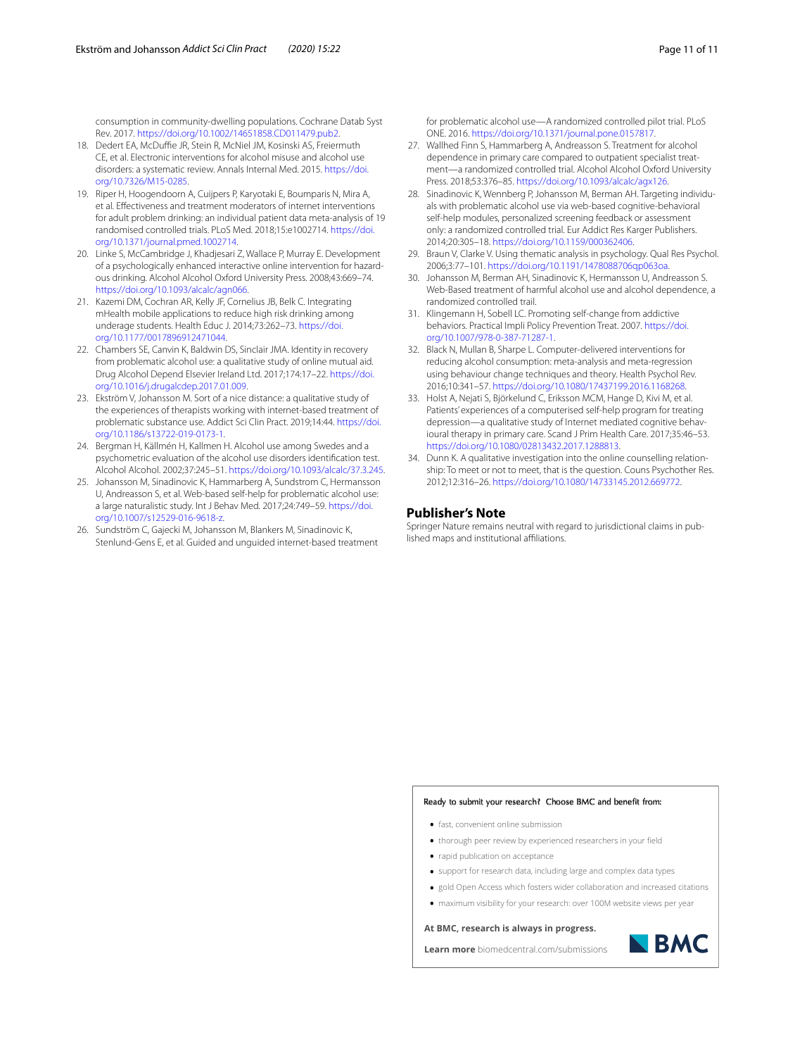consumption in community-dwelling populations. Cochrane Datab Syst Rev. 2017. https://doi.org/10.1002/14651858.CD011479.pub2.

18. Dedert EA, McDuffie JR, Stein R, McNiel JM, Kosinski AS, Freiermuth CE, et al. Electronic interventions for alcohol misuse and alcohol use disorders: a systematic review. Annals Internal Med. 2015. https://doi.org/10.7326/M15-0285.
19. Riper H, Hoogendoorn A, Cuijpers P, Karyotaki E, Boumparis N, Mira A, et al. Effectiveness and treatment moderators of internet interventions for adult problem drinking: an individual patient data meta-analysis of 19 randomised controlled trials. PLoS Med. 2018;15:e1002714. https://doi.org/10.1371/journal.pmed.1002714.
20. Linke S, McCambridge J, Khadjesari Z, Wallace P, Murray E. Development of a psychologically enhanced interactive online intervention for hazardous drinking. Alcohol Alcohol Oxford University Press. 2008;43:669–74. https://doi.org/10.1093/alcalc/agn066.
21. Kazemi DM, Cochran AR, Kelly JF, Cornelius JB, Belk C. Integrating mHealth mobile applications to reduce high risk drinking among underage students. Health Educ J. 2014;73:262–73. https://doi.org/10.1177/0017896912471044.
22. Chambers SE, Canvin K, Baldwin DS, Sinclair JMA. Identity in recovery from problematic alcohol use: a qualitative study of online mutual aid. Drug Alcohol Depend Elsevier Ireland Ltd. 2017;174:17–22. https://doi.org/10.1016/j.drugalcdep.2017.01.009.
23. Ekström V, Johansson M. Sort of a nice distance: a qualitative study of the experiences of therapists working with internet-based treatment of problematic substance use. Addict Sci Clin Pract. 2019;14:44. https://doi.org/10.1186/s13722-019-0173-1.
24. Bergman H, Källmén H, Kallmen H. Alcohol use among Swedes and a psychometric evaluation of the alcohol use disorders identification test. Alcohol Alcohol. 2002;37:245–51. https://doi.org/10.1093/alcalc/37.3.245.
25. Johansson M, Sinadinovic K, Hammarberg A, Sundstrom C, Hermansson U, Andreasson S, et al. Web-based self-help for problematic alcohol use: a large naturalistic study. Int J Behav Med. 2017;24:749–59. https://doi.org/10.1007/s12529-016-9618-z.
26. Sundström C, Gajecki M, Johansson M, Blankers M, Sinadinovic K, Stenlund-Gens E, et al. Guided and unguided internet-based treatment for problematic alcohol use—A randomized controlled pilot trial. PLoS ONE. 2016. https://doi.org/10.1371/journal.pone.0157817.
27. Wallhed Finn S, Hammarberg A, Andreasson S. Treatment for alcohol dependence in primary care compared to outpatient specialist treatment—a randomized controlled trial. Alcohol Alcohol Oxford University Press. 2018;53:376–85. https://doi.org/10.1093/alcalc/agx126.
28. Sinadinovic K, Wennberg P, Johansson M, Berman AH. Targeting individuals with problematic alcohol use via web-based cognitive-behavioral self-help modules, personalized screening feedback or assessment only: a randomized controlled trial. Eur Addict Res Karger Publishers. 2014;20:305–18. https://doi.org/10.1159/000362406.
29. Braun V, Clarke V. Using thematic analysis in psychology. Qual Res Psychol. 2006;3:77–101. https://doi.org/10.1191/1478088706qp063oa.
30. Johansson M, Berman AH, Sinadinovic K, Hermansson U, Andreasson S. Web-Based treatment of harmful alcohol use and alcohol dependence, a randomized controlled trail.
31. Klingemann H, Sobell LC. Promoting self-change from addictive behaviors. Practical Impli Policy Prevention Treat. 2007. https://doi.org/10.1007/978-0-387-71287-1.
32. Black N, Mullan B, Sharpe L. Computer-delivered interventions for reducing alcohol consumption: meta-analysis and meta-regression using behaviour change techniques and theory. Health Psychol Rev. 2016;10:341–57. https://doi.org/10.1080/17437199.2016.1168268.
33. Holst A, Nejati S, Björkelund C, Eriksson MCM, Hange D, Kivi M, et al. Patients' experiences of a computerised self-help program for treating depression—a qualitative study of Internet mediated cognitive behavioural therapy in primary care. Scand J Prim Health Care. 2017;35:46–53. https://doi.org/10.1080/02813432.2017.1288813.
34. Dunn K. A qualitative investigation into the online counselling relationship: To meet or not to meet, that is the question. Couns Psychother Res. 2012;12:316–26. https://doi.org/10.1080/14733145.2012.669772.

## Publisher's Note

Springer Nature remains neutral with regard to jurisdictional claims in published maps and institutional affiliations.

Ready to submit your research? Choose BMC and benefit from:

- fast, convenient online submission
- thorough peer review by experienced researchers in your field
- rapid publication on acceptance
- support for research data, including large and complex data types
- gold Open Access which fosters wider collaboration and increased citations
- maximum visibility for your research: over 100M website views per year

**At BMC, research is always in progress.**

**Learn more** biomedcentral.com/submissions

BMC